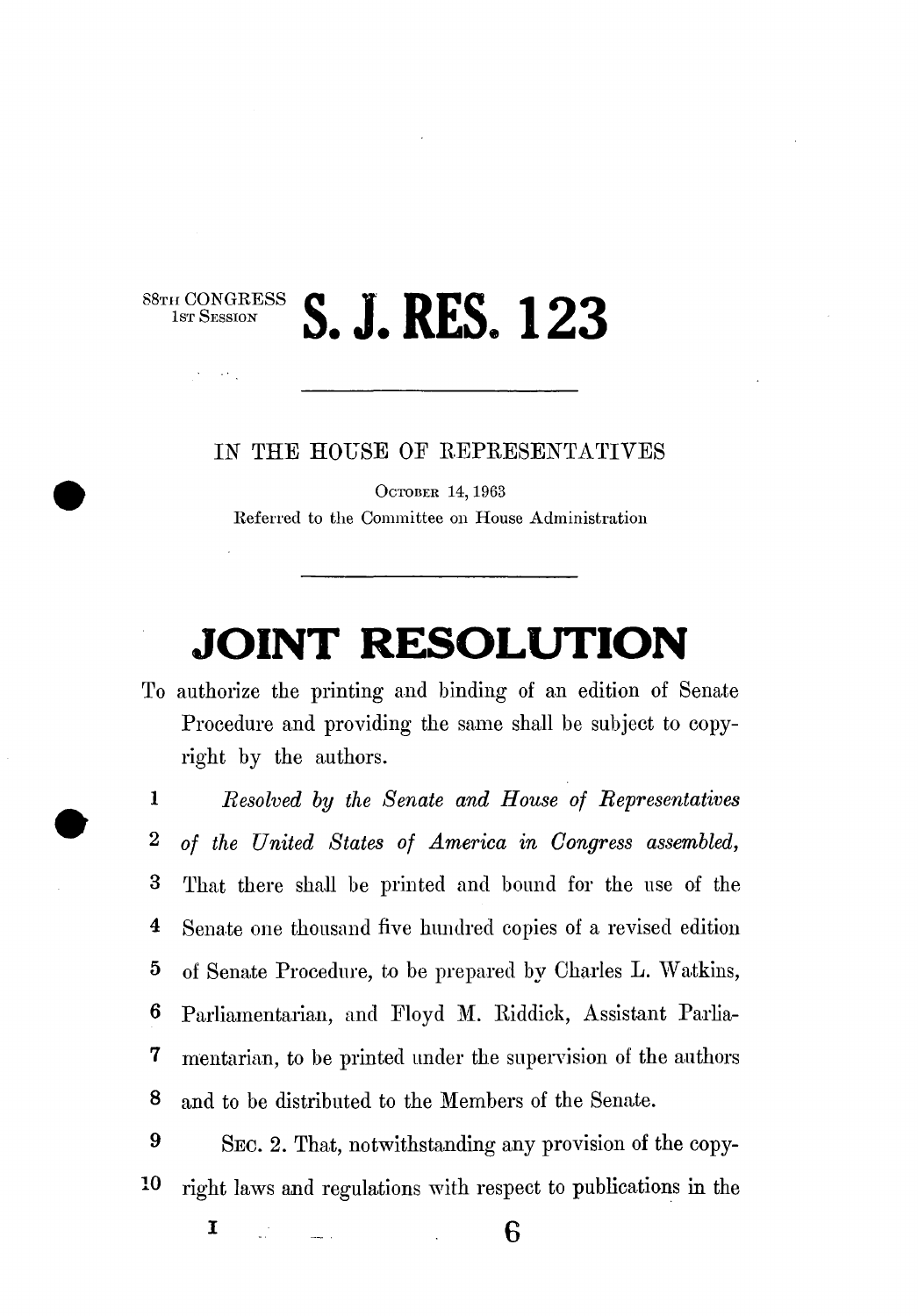88TH CONGRESS
1ST SESSION

# S. J. RES. 123

---

IN THE HOUSE OF REPRESENTATIVES

OCTOBER 14, 1963

Referred to the Committee on House Administration

---

# JOINT RESOLUTION

To authorize the printing and binding of an edition of Senate Procedure and providing the same shall be subject to copyright by the authors.

1 *Resolved by the Senate and House of Representatives*
2 *of the United States of America in Congress assembled,*
3 That there shall be printed and bound for the use of the
4 Senate one thousand five hundred copies of a revised edition
5 of Senate Procedure, to be prepared by Charles L. Watkins,
6 Parliamentarian, and Floyd M. Riddick, Assistant Parlia-
7 mentarian, to be printed under the supervision of the authors
8 and to be distributed to the Members of the Senate.

9 SEC. 2. That, notwithstanding any provision of the copy-
10 right laws and regulations with respect to publications in the

I 6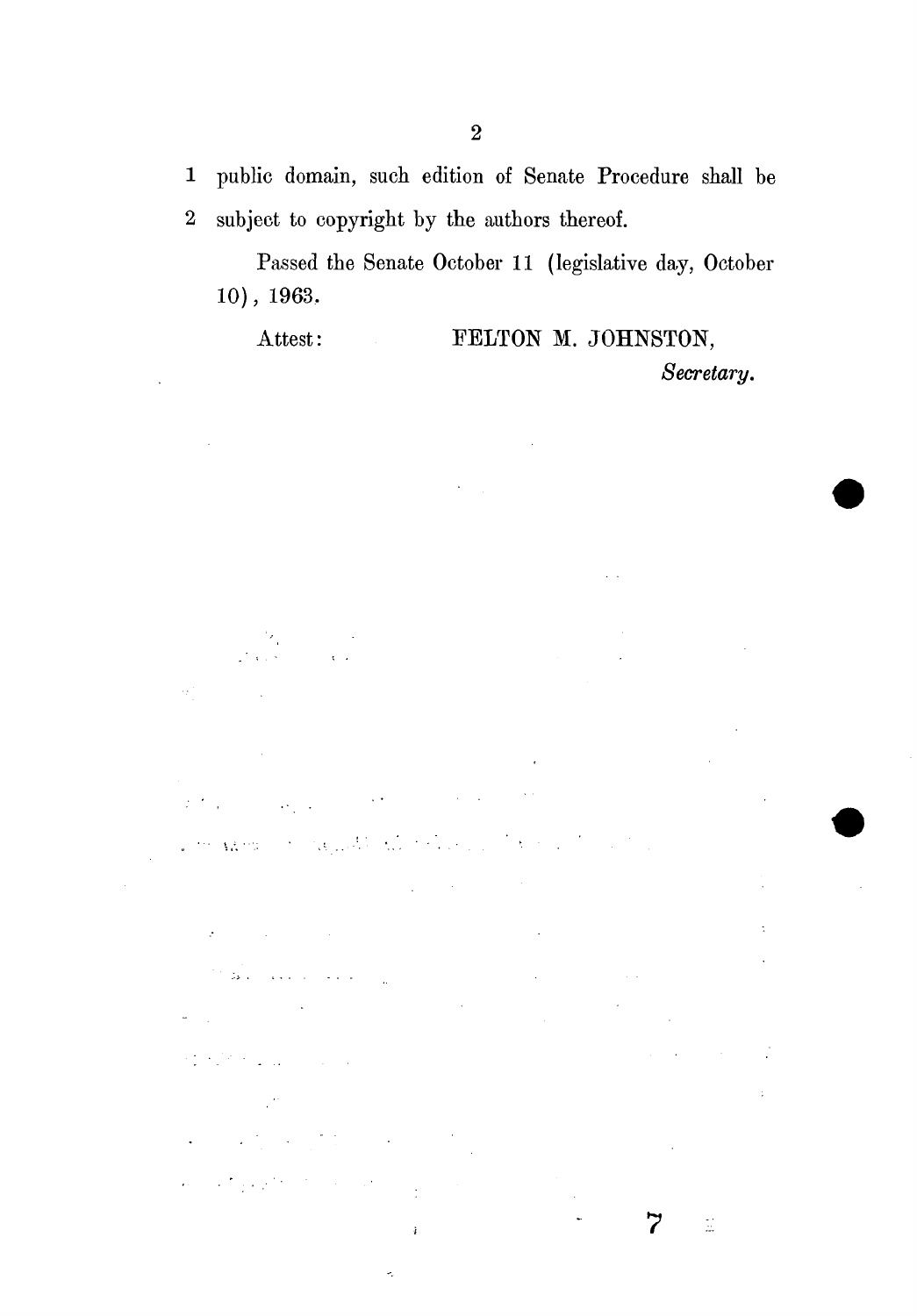1 public domain, such edition of Senate Procedure shall be
2 subject to copyright by the authors thereof.

Passed the Senate October 11 (legislative day, October 10), 1963.

Attest: FELTON M. JOHNSTON,
*Secretary.*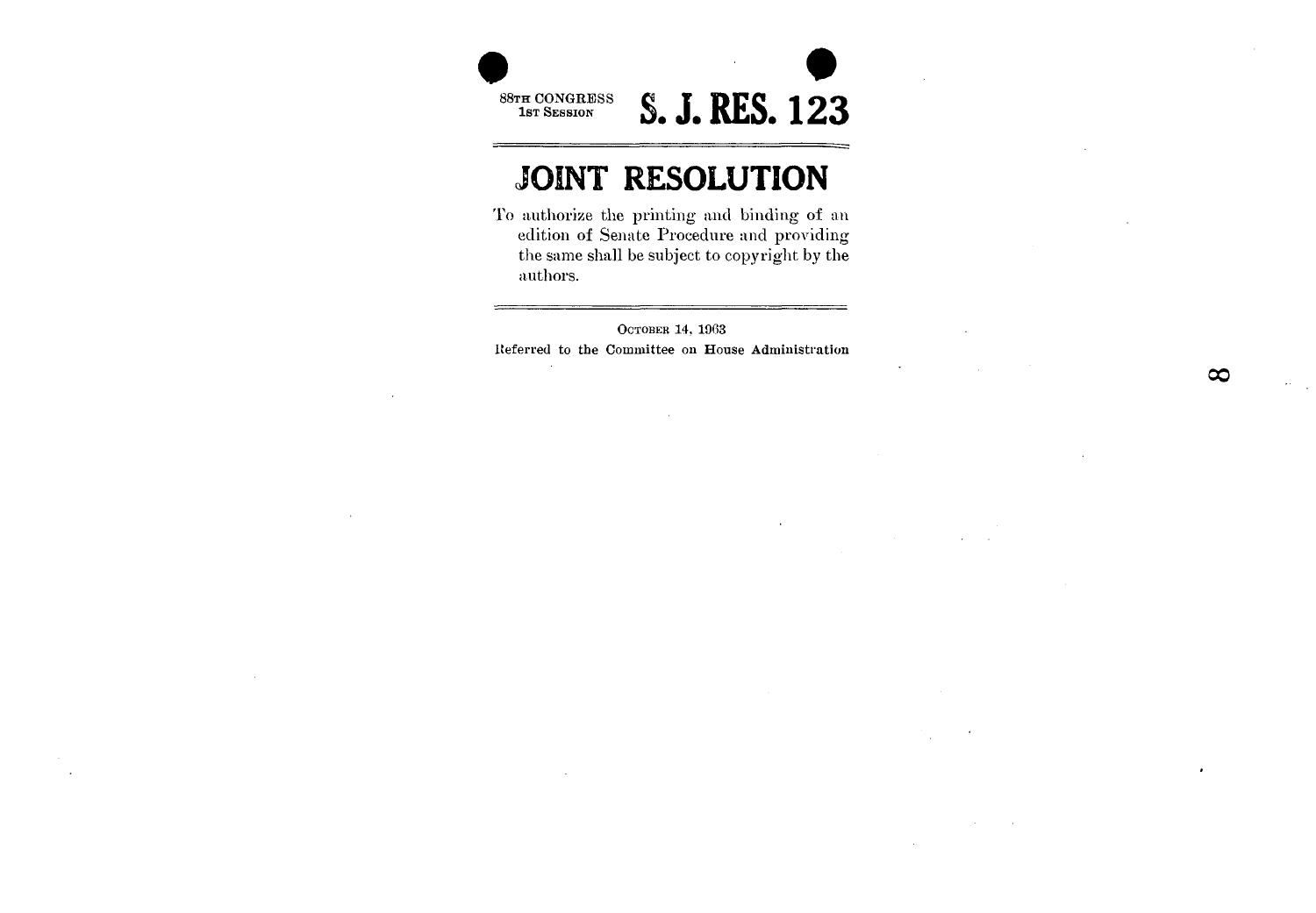88TH CONGRESS
1ST SESSION

# S. J. RES. 123

---

# JOINT RESOLUTION

To authorize the printing and binding of an edition of Senate Procedure and providing the same shall be subject to copyright by the authors.

---

OCTOBER 14, 1963

Referred to the Committee on House Administration